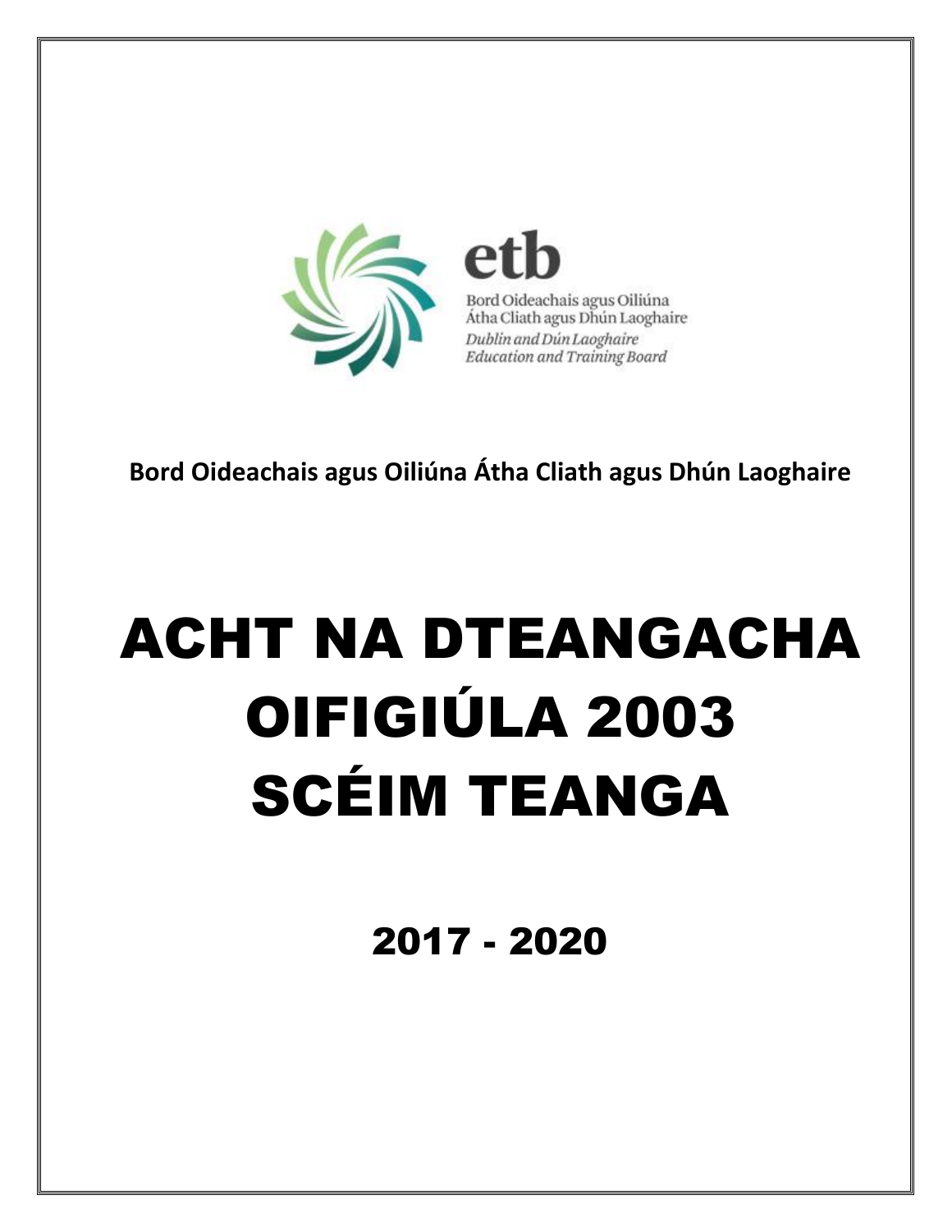etb

Bord Oideachais agus Oiliúna
Átha Cliath agus Dhún Laoghaire

*Dublin and Dún Laoghaire*
*Education and Training Board*

**Bord Oideachais agus Oiliúna Átha Cliath agus Dhún Laoghaire**

# ACHT NA DTEANGACHA OIFIGIÚLA 2003
# SCÉIM TEANGA

## 2017 - 2020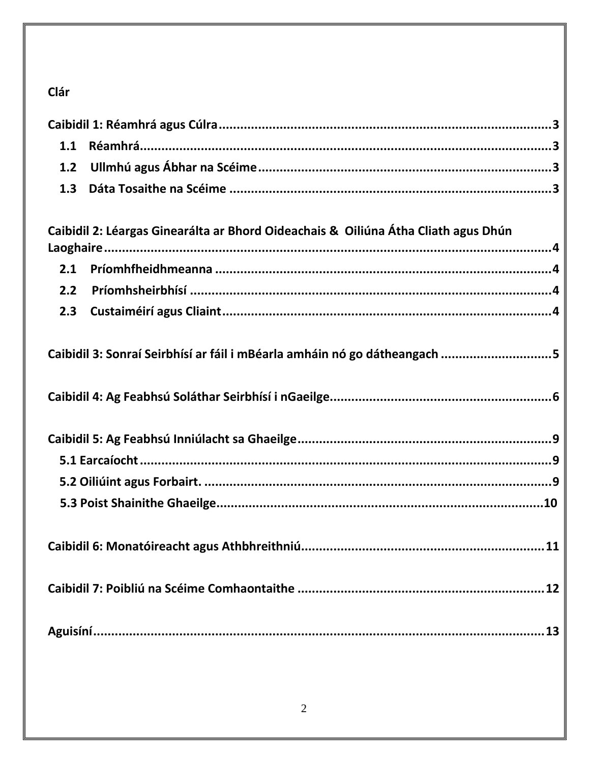**Clár**

**Caibidil 1: Réamhrá agus Cúlra** ........ 3

- **1.1 Réamhrá** ........ 3
- **1.2 Ullmhú agus Ábhar na Scéime** ........ 3
- **1.3 Dáta Tosaithe na Scéime** ........ 3

**Caibidil 2: Léargas Ginearálta ar Bhord Oideachais & Oiliúna Átha Cliath agus Dhún Laoghaire** ........ 4

- **2.1 Príomhfheidhmeanna** ........ 4
- **2.2 Príomhsheirbhísí** ........ 4
- **2.3 Custaiméirí agus Cliaint** ........ 4

**Caibidil 3: Sonraí Seirbhísí ar fáil i mBéarla amháin nó go dátheangach** ........ 5

**Caibidil 4: Ag Feabhsú Soláthar Seirbhísí i nGaeilge.** ........ 6

**Caibidil 5: Ag Feabhsú Inniúlacht sa Ghaeilge** ........ 9

- **5.1 Earcaíocht** ........ 9
- **5.2 Oiliúint agus Forbairt.** ........ 9
- **5.3 Poist Shainithe Ghaeilge** ........ 10

**Caibidil 6: Monatóireacht agus Athbhreithniú** ........ 11

**Caibidil 7: Poibliú na Scéime Comhaontaithe** ........ 12

**Aguisíní** ........ 13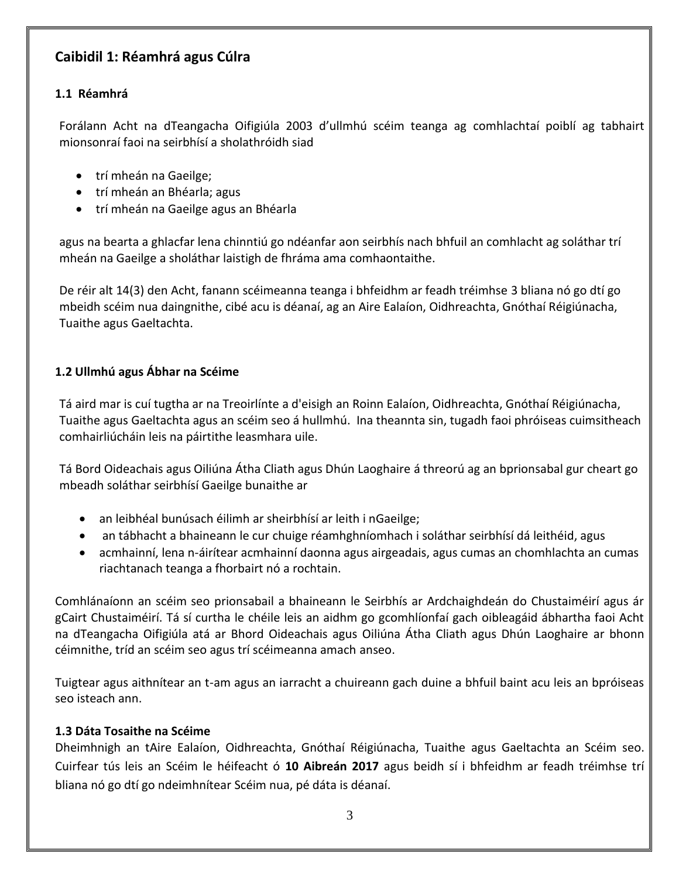## Caibidil 1: Réamhrá agus Cúlra

### 1.1 Réamhrá

Forálann Acht na dTeangacha Oifigiúla 2003 d'ullmhú scéim teanga ag comhlachtaí poiblí ag tabhairt mionsonraí faoi na seirbhísí a sholathróidh siad

- trí mheán na Gaeilge;
- trí mheán an Bhéarla; agus
- trí mheán na Gaeilge agus an Bhéarla

agus na bearta a ghlacfar lena chinntiú go ndéanfar aon seirbhís nach bhfuil an comhlacht ag soláthar trí mheán na Gaeilge a sholáthar laistigh de fhráma ama comhaontaithe.

De réir alt 14(3) den Acht, fanann scéimeanna teanga i bhfeidhm ar feadh tréimhse 3 bliana nó go dtí go mbeidh scéim nua daingnithe, cibé acu is déanaí, ag an Aire Ealaíon, Oidhreachta, Gnóthaí Réigiúnacha, Tuaithe agus Gaeltachta.

### 1.2 Ullmhú agus Ábhar na Scéime

Tá aird mar is cuí tugtha ar na Treoirlínte a d'eisigh an Roinn Ealaíon, Oidhreachta, Gnóthaí Réigiúnacha, Tuaithe agus Gaeltachta agus an scéim seo á hullmhú. Ina theannta sin, tugadh faoi phróiseas cuimsitheach comhairliúcháin leis na páirtithe leasmhara uile.

Tá Bord Oideachais agus Oiliúna Átha Cliath agus Dhún Laoghaire á threorú ag an bprionsabal gur cheart go mbeadh soláthar seirbhísí Gaeilge bunaithe ar

- an leibhéal bunúsach éilimh ar sheirbhísí ar leith i nGaeilge;
- an tábhacht a bhaineann le cur chuige réamhghníomhach i soláthar seirbhísí dá leithéid, agus
- acmhainní, lena n-áirítear acmhainní daonna agus airgeadais, agus cumas an chomhlachta an cumas riachtanach teanga a fhorbairt nó a rochtain.

Comhlánaíonn an scéim seo prionsabail a bhaineann le Seirbhís ar Ardchaighdeán do Chustaiméirí agus ár gCairt Chustaiméirí. Tá sí curtha le chéile leis an aidhm go gcomhlíonfaí gach oibleagáid ábhartha faoi Acht na dTeangacha Oifigiúla atá ar Bhord Oideachais agus Oiliúna Átha Cliath agus Dhún Laoghaire ar bhonn céimnithe, tríd an scéim seo agus trí scéimeanna amach anseo.

Tuigtear agus aithnítear an t-am agus an iarracht a chuireann gach duine a bhfuil baint acu leis an bpróiseas seo isteach ann.

### 1.3 Dáta Tosaithe na Scéime

Dheimhnigh an tAire Ealaíon, Oidhreachta, Gnóthaí Réigiúnacha, Tuaithe agus Gaeltachta an Scéim seo. Cuirfear tús leis an Scéim le héifeacht ó **10 Aibreán 2017** agus beidh sí i bhfeidhm ar feadh tréimhse trí bliana nó go dtí go ndeimhnítear Scéim nua, pé dáta is déanaí.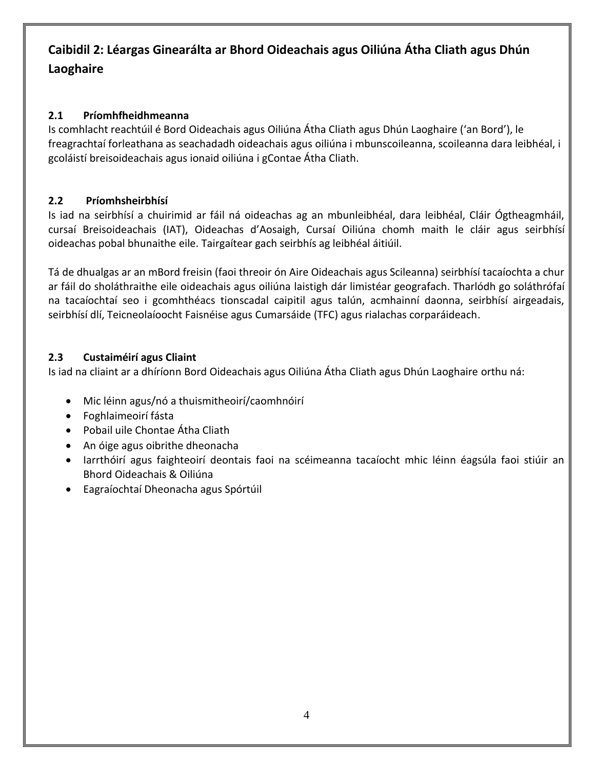## Caibidil 2: Léargas Ginearálta ar Bhord Oideachais agus Oiliúna Átha Cliath agus Dhún Laoghaire

### 2.1 Príomhfheidhmeanna

Is comhlacht reachtúil é Bord Oideachais agus Oiliúna Átha Cliath agus Dhún Laoghaire ('an Bord'), le freagrachtaí forleathana as seachadadh oideachais agus oiliúna i mbunscoileanna, scoileanna dara leibhéal, i gcoláistí breisoideachais agus ionaid oiliúna i gContae Átha Cliath.

### 2.2 Príomhsheirbhísí

Is iad na seirbhísí a chuirimid ar fáil ná oideachas ag an mbunleibhéal, dara leibhéal, Cláir Ógtheagmháil, cursaí Breisoideachais (IAT), Oideachas d'Aosaigh, Cursaí Oiliúna chomh maith le cláir agus seirbhísí oideachas pobal bhunaithe eile. Tairgaítear gach seirbhís ag leibhéal áitiúil.

Tá de dhualgas ar an mBord freisin (faoi threoir ón Aire Oideachais agus Scileanna) seirbhísí tacaíochta a chur ar fáil do sholáthraithe eile oideachais agus oiliúna laistigh dár limistéar geografach. Tharlódh go soláthrófaí na tacaíochtaí seo i gcomhthéacs tionscadal caipitil agus talún, acmhainní daonna, seirbhísí airgeadais, seirbhísí dlí, Teicneolaíoocht Faisnéise agus Cumarsáide (TFC) agus rialachas corparáideach.

### 2.3 Custaiméirí agus Cliaint

Is iad na cliaint ar a dhíríonn Bord Oideachais agus Oiliúna Átha Cliath agus Dhún Laoghaire orthu ná:

- Mic léinn agus/nó a thuismitheoirí/caomhnóirí
- Foghlaimeoirí fásta
- Pobail uile Chontae Átha Cliath
- An óige agus oibrithe dheonacha
- Iarrthóirí agus faighteoirí deontais faoi na scéimeanna tacaíocht mhic léinn éagsúla faoi stiúir an Bhord Oideachais & Oiliúna
- Eagraíochtaí Dheonacha agus Spórtúil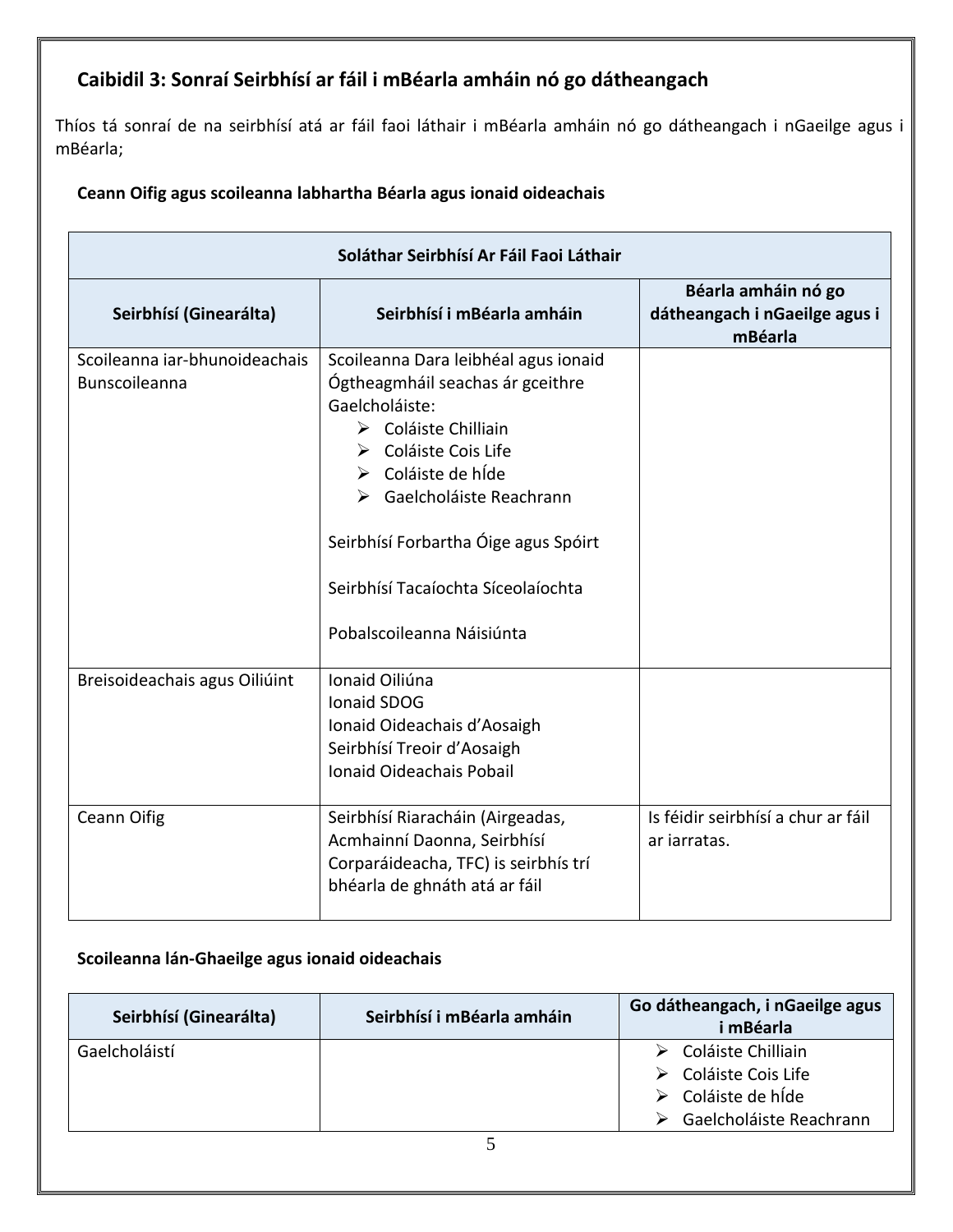## Caibidil 3: Sonraí Seirbhísí ar fáil i mBéarla amháin nó go dátheangach

Thíos tá sonraí de na seirbhísí atá ar fáil faoi láthair i mBéarla amháin nó go dátheangach i nGaeilge agus i mBéarla;

**Ceann Oifig agus scoileanna labhartha Béarla agus ionaid oideachais**

| Soláthar Seirbhísí Ar Fáil Faoi Láthair | | |
|---|---|---|
| **Seirbhísí (Ginearálta)** | **Seirbhísí i mBéarla amháin** | **Béarla amháin nó go dátheangach i nGaeilge agus i mBéarla** |
| Scoileanna iar-bhunoideachais<br>Bunscoileanna | Scoileanna Dara leibhéal agus ionaid Ógtheagmháil seachas ár gceithre Gaelcholáiste:<br>➢ Coláiste Chilliain<br>➢ Coláiste Cois Life<br>➢ Coláiste de hÍde<br>➢ Gaelcholáiste Reachrann<br><br>Seirbhísí Forbartha Óige agus Spóirt<br><br>Seirbhísí Tacaíochta Síceolaíochta<br><br>Pobalscoileanna Náisiúnta | |
| Breisoideachais agus Oiliúint | Ionaid Oiliúna<br>Ionaid SDOG<br>Ionaid Oideachais d'Aosaigh<br>Seirbhísí Treoir d'Aosaigh<br>Ionaid Oideachais Pobail | |
| Ceann Oifig | Seirbhísí Riaracháin (Airgeadas, Acmhainní Daonna, Seirbhísí Corparáideacha, TFC) is seirbhís trí bhéarla de ghnáth atá ar fáil | Is féidir seirbhísí a chur ar fáil ar iarratas. |

**Scoileanna lán-Ghaeilge agus ionaid oideachais**

| Seirbhísí (Ginearálta) | Seirbhísí i mBéarla amháin | Go dátheangach, i nGaeilge agus i mBéarla |
|---|---|---|
| Gaelcholáistí | | ➢ Coláiste Chilliain<br>➢ Coláiste Cois Life<br>➢ Coláiste de hÍde<br>➢ Gaelcholáiste Reachrann |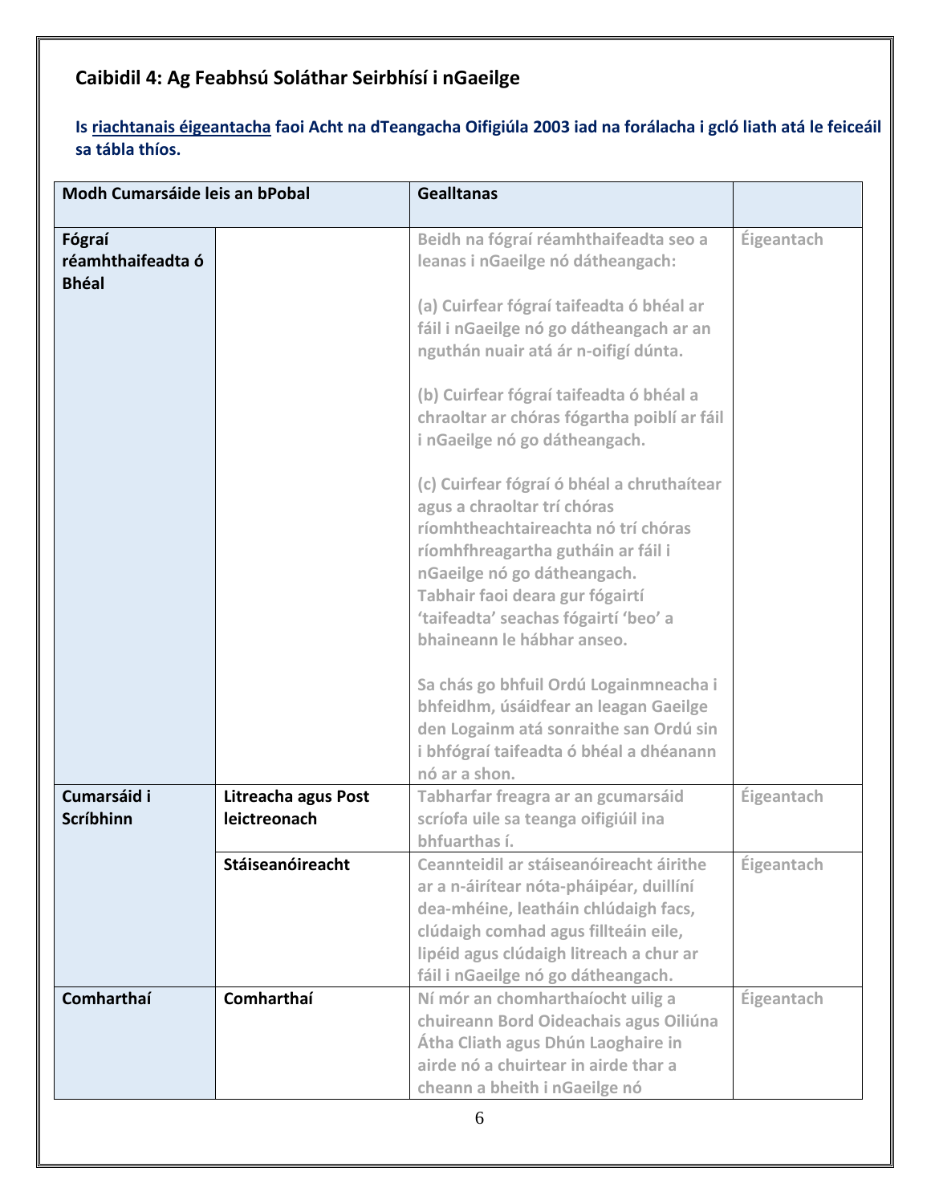## Caibidil 4: Ag Feabhsú Soláthar Seirbhísí i nGaeilge

**Is riachtanais éigeantacha faoi Acht na dTeangacha Oifigiúla 2003 iad na forálacha i gcló liath atá le feiceáil sa tábla thíos.**

| Modh Cumarsáide leis an bPobal | | Gealltanas | |
|---|---|---|---|
| **Fógraí réamhthaifeadta ó Bhéal** | | Beidh na fógraí réamhthaifeadta seo a leanas i nGaeilge nó dátheangach:<br><br>(a) Cuirfear fógraí taifeadta ó bhéal ar fáil i nGaeilge nó go dátheangach ar an nguthán nuair atá ár n-oifigí dúnta.<br><br>(b) Cuirfear fógraí taifeadta ó bhéal a chraoltar ar chóras fógartha poiblí ar fáil i nGaeilge nó go dátheangach.<br><br>(c) Cuirfear fógraí ó bhéal a chruthaítear agus a chraoltar trí chóras ríomhtheachtaireachta nó trí chóras ríomhfhreagartha gutháin ar fáil i nGaeilge nó go dátheangach.<br>Tabhair faoi deara gur fógairtí 'taifeadta' seachas fógairtí 'beo' a bhaineann le hábhar anseo.<br><br>Sa chás go bhfuil Ordú Logainmneacha i bhfeidhm, úsáidfear an leagan Gaeilge den Logainm atá sonraithe san Ordú sin i bhfógraí taifeadta ó bhéal a dhéanann nó ar a shon. | Éigeantach |
| **Cumarsáid i Scríbhinn** | **Litreacha agus Post leictreonach** | Tabharfar freagra ar an gcumarsáid scríofa uile sa teanga oifigiúil ina bhfuarthas í. | Éigeantach |
| | **Stáiseanóireacht** | Ceannteidil ar stáiseanóireacht áirithe ar a n-áirítear nóta-pháipéar, duillíní dea-mhéine, leatháin chlúdaigh facs, clúdaigh comhad agus fillteáin eile, lipéid agus clúdaigh litreach a chur ar fáil i nGaeilge nó go dátheangach. | Éigeantach |
| **Comharthaí** | **Comharthaí** | Ní mór an chomharthaíocht uilig a chuireann Bord Oideachais agus Oiliúna Átha Cliath agus Dhún Laoghaire in airde nó a chuirtear in airde thar a cheann a bheith i nGaeilge nó | Éigeantach |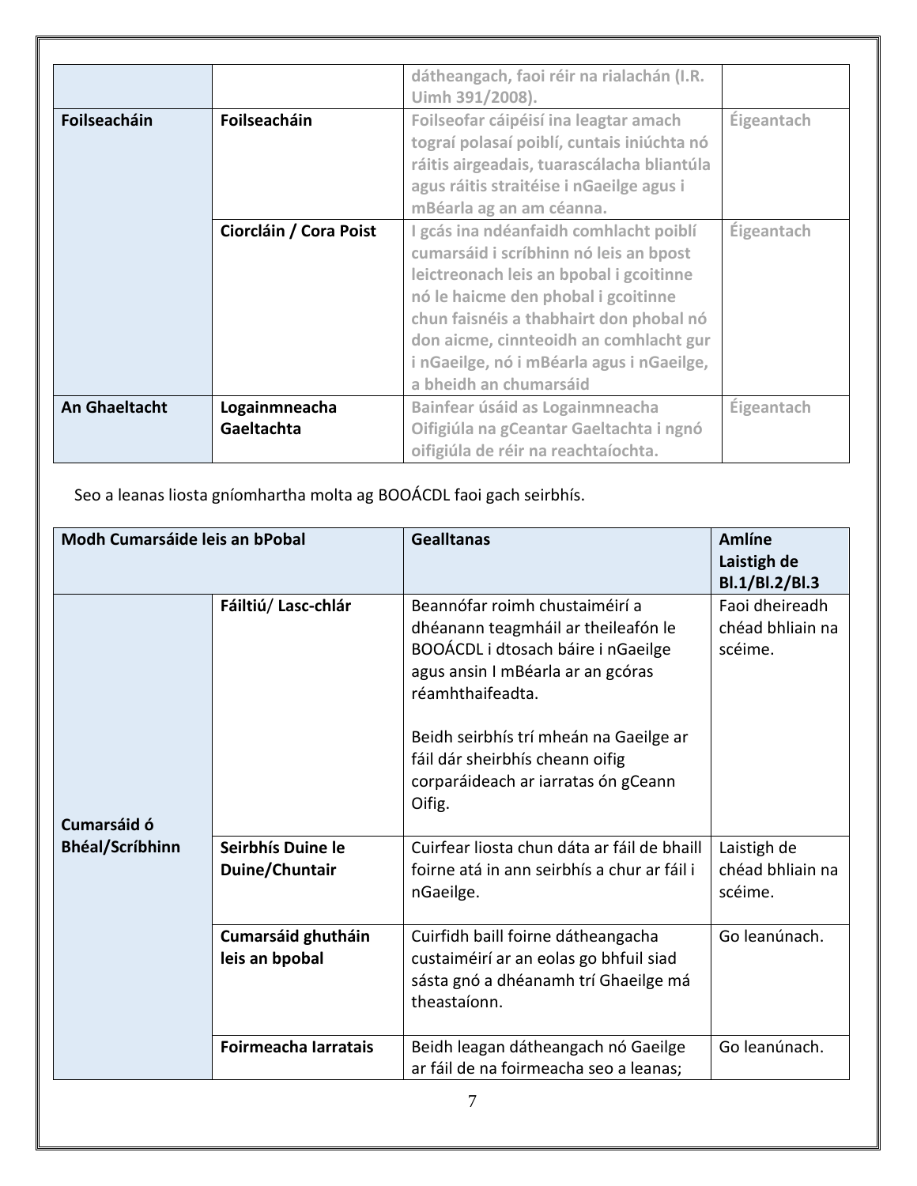| | | dátheangach, faoi réir na rialachán (I.R. Uimh 391/2008). | |
|---|---|---|---|
| **Foilseacháin** | **Foilseacháin** | **Foilseofar cáipéisí ina leagtar amach tograí polasaí poiblí, cuntais iniúchta nó ráitis airgeadais, tuarascálacha bliantúla agus ráitis straitéise i nGaeilge agus i mBéarla ag an am céanna.** | **Éigeantach** |
| | **Ciorcláin / Cora Poist** | **I gcás ina ndéanfaidh comhlacht poiblí cumarsáid i scríbhinn nó leis an bpost leictreonach leis an bpobal i gcoitinne nó le haicme den phobal i gcoitinne chun faisnéis a thabhairt don phobal nó don aicme, cinnteoidh an comhlacht gur i nGaeilge, nó i mBéarla agus i nGaeilge, a bheidh an chumarsáid** | **Éigeantach** |
| **An Ghaeltacht** | **Logainmneacha Gaeltachta** | **Bainfear úsáid as Logainmneacha Oifigiúla na gCeantar Gaeltachta i ngnó oifigiúla de réir na reachtaíochta.** | **Éigeantach** |

Seo a leanas liosta gníomhartha molta ag BOOÁCDL faoi gach seirbhís.

| **Modh Cumarsáide leis an bPobal** | | **Gealltanas** | **Amlíne Laistigh de Bl.1/Bl.2/Bl.3** |
|---|---|---|---|
| **Cumarsáid ó Bhéal/Scríbhinn** | **Fáiltiú/ Lasc-chlár** | Beannófar roimh chustaiméirí a dhéanann teagmháil ar theileafón le BOOÁCDL i dtosach báire i nGaeilge agus ansin I mBéarla ar an gcóras réamhthaifeadta.<br><br>Beidh seirbhís trí mheán na Gaeilge ar fáil dár sheirbhís cheann oifig corparáideach ar iarratas ón gCeann Oifig. | Faoi dheireadh chéad bhliain na scéime. |
| | **Seirbhís Duine le Duine/Chuntair** | Cuirfear liosta chun dáta ar fáil de bhaill foirne atá in ann seirbhís a chur ar fáil i nGaeilge. | Laistigh de chéad bhliain na scéime. |
| | **Cumarsáid ghutháin leis an bpobal** | Cuirfidh baill foirne dátheangacha custaiméirí ar an eolas go bhfuil siad sásta gnó a dhéanamh trí Ghaeilge má theastaíonn. | Go leanúnach. |
| | **Foirmeacha Iarratais** | Beidh leagan dátheangach nó Gaeilge ar fáil de na foirmeacha seo a leanas; | Go leanúnach. |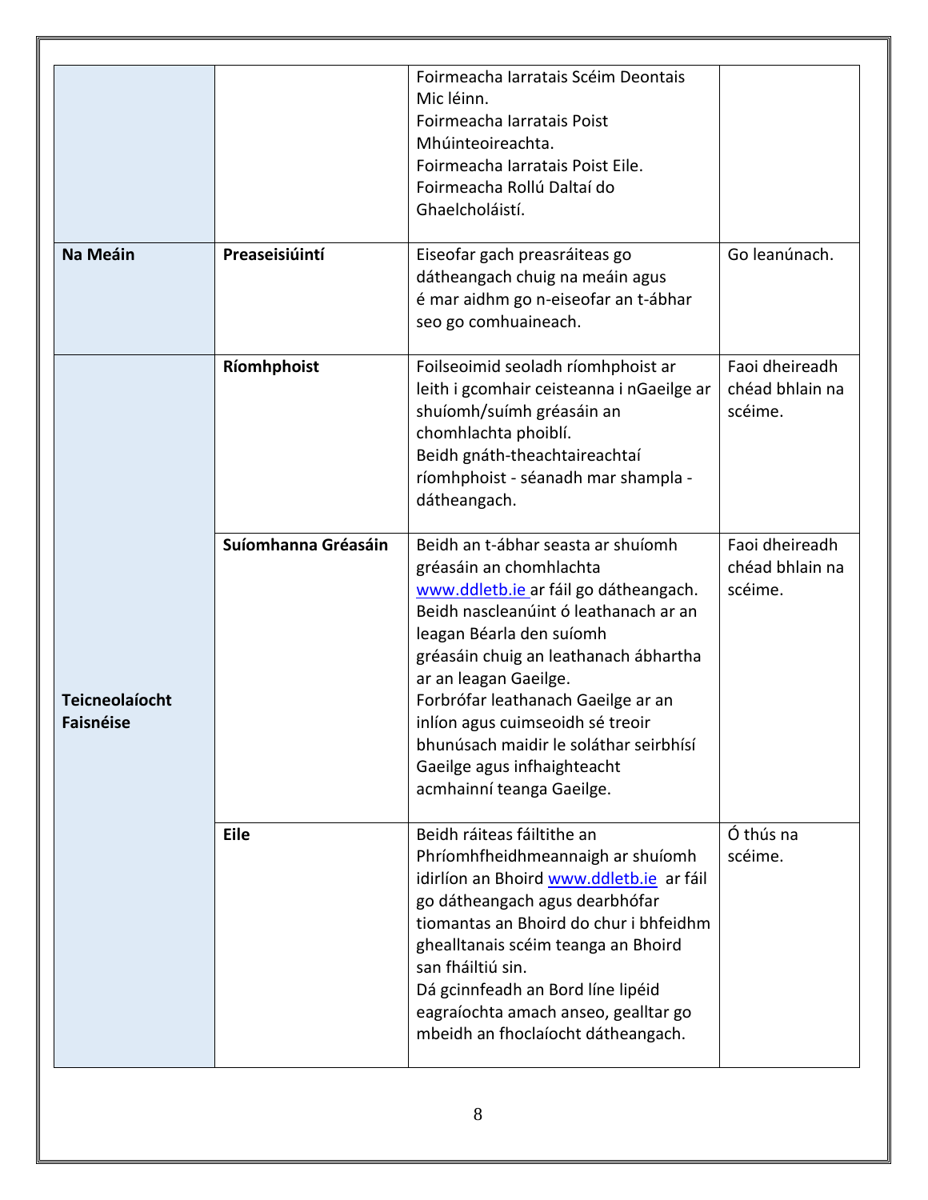| | | | |
|---|---|---|---|
| | | Foirmeacha Iarratais Scéim Deontais Mic léinn.<br>Foirmeacha Iarratais Poist Mhúinteoireachta.<br>Foirmeacha Iarratais Poist Eile.<br>Foirmeacha Rollú Daltaí do Ghaelcholáistí. | |
| **Na Meáin** | **Preaseisiúintí** | Eiseofar gach preasráiteas go dátheangach chuig na meáin agus é mar aidhm go n-eiseofar an t-ábhar seo go comhuaineach. | Go leanúnach. |
| **Teicneolaíocht Faisnéise** | **Ríomhphoist** | Foilseoimid seoladh ríomhphoist ar leith i gcomhair ceisteanna i nGaeilge ar shuíomh/suímh gréasáin an chomhlachta phoiblí.<br>Beidh gnáth-theachtaireachtaí ríomhphoist - séanadh mar shampla - dátheangach. | Faoi dheireadh chéad bhlain na scéime. |
| | **Suíomhanna Gréasáin** | Beidh an t-ábhar seasta ar shuíomh gréasáin an chomhlachta www.ddletb.ie ar fáil go dátheangach.<br>Beidh nascleanúint ó leathanach ar an leagan Béarla den suíomh gréasáin chuig an leathanach ábhartha ar an leagan Gaeilge.<br>Forbrófar leathanach Gaeilge ar an inlíon agus cuimseoidh sé treoir bhunúsach maidir le soláthar seirbhísí Gaeilge agus infhaigheacht acmhainní teanga Gaeilge. | Faoi dheireadh chéad bhlain na scéime. |
| | **Eile** | Beidh ráiteas fáiltithe an Phríomhfheidhmeannaigh ar shuíomh idirlíon an Bhoird www.ddletb.ie ar fáil go dátheangach agus dearbhófar tiomantas an Bhoird do chur i bhfeidhm ghealltanais scéim teanga an Bhoird san fháiltiú sin.<br>Dá gcinnfeadh an Bord líne lipéid eagraíochta amach anseo, gealltar go mbeidh an fhoclaíocht dátheangach. | Ó thús na scéime. |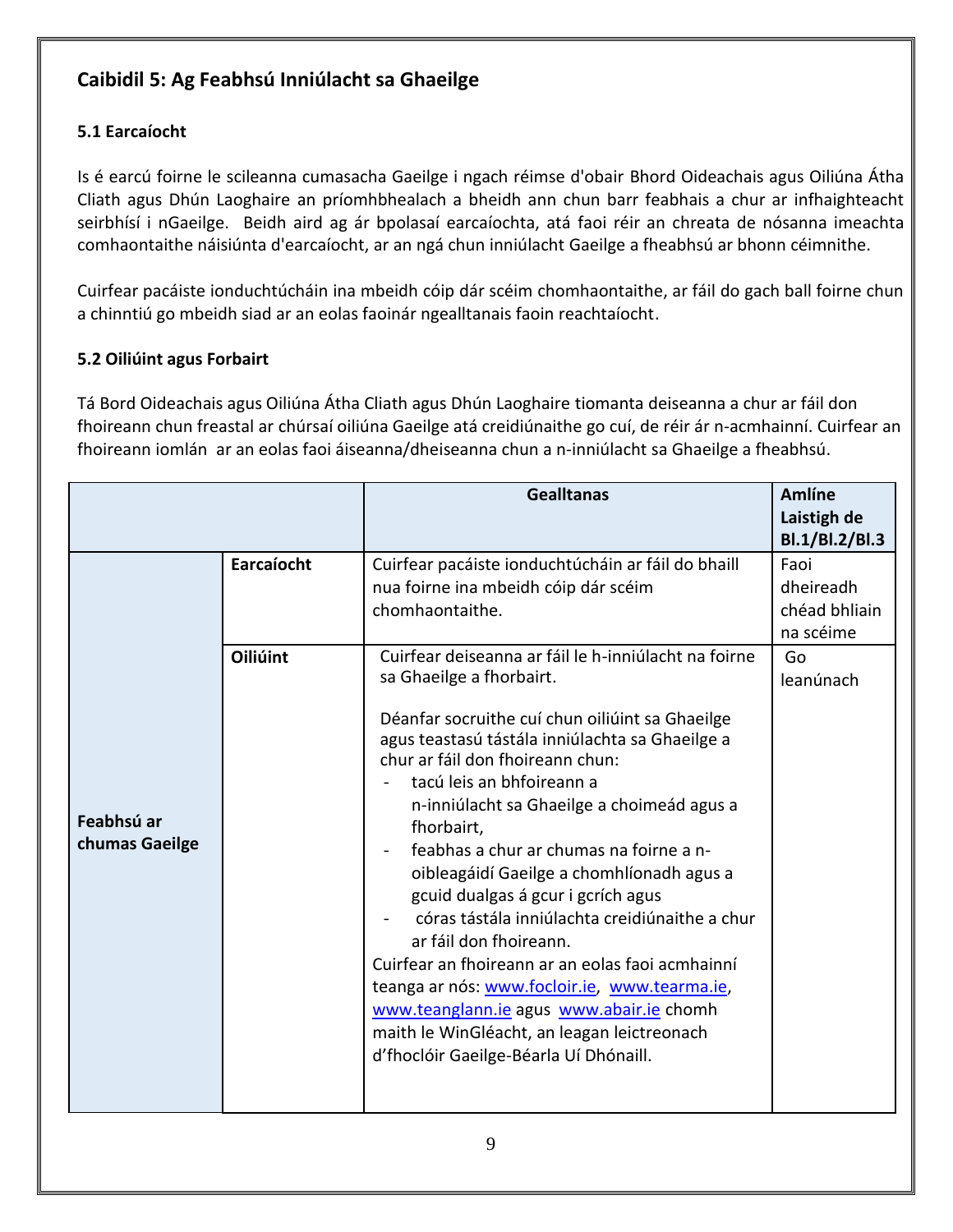## Caibidil 5: Ag Feabhsú Inniúlacht sa Ghaeilge

### 5.1 Earcaíocht

Is é earcú foirne le scileanna cumasacha Gaeilge i ngach réimse d'obair Bhord Oideachais agus Oiliúna Átha Cliath agus Dhún Laoghaire an príomhbhealach a bheidh ann chun barr feabhais a chur ar infhaighteacht seirbhísí i nGaeilge. Beidh aird ag ár bpolasaí earcaíochta, atá faoi réir an chreata de nósanna imeachta comhaontaithe náisiúnta d'earcaíocht, ar an ngá chun inniúlacht Gaeilge a fheabhsú ar bhonn céimnithe.

Cuirfear pacáiste ionduchtúcháin ina mbeidh cóip dár scéim chomhaontaithe, ar fáil do gach ball foirne chun a chinntiú go mbeidh siad ar an eolas faoinár ngealltanais faoin reachtaíocht.

### 5.2 Oiliúint agus Forbairt

Tá Bord Oideachais agus Oiliúna Átha Cliath agus Dhún Laoghaire tiomanta deiseanna a chur ar fáil don fhoireann chun freastal ar chúrsaí oiliúna Gaeilge atá creidiúnaithe go cuí, de réir ár n-acmhainní. Cuirfear an fhoireann iomlán ar an eolas faoi áiseanna/dheiseanna chun a n-inniúlacht sa Ghaeilge a fheabhsú.

| | | Gealltanas | Amlíne Laistigh de Bl.1/Bl.2/Bl.3 |
|---|---|---|---|
| **Feabhsú ar chumas Gaeilge** | **Earcaíocht** | Cuirfear pacáiste ionduchtúcháin ar fáil do bhaill nua foirne ina mbeidh cóip dár scéim chomhaontaithe. | Faoi dheireadh chéad bhliain na scéime |
| | **Oiliúint** | Cuirfear deiseanna ar fáil le h-inniúlacht na foirne sa Ghaeilge a fhorbairt.<br><br>Déanfar socruithe cuí chun oiliúint sa Ghaeilge agus teastasú tástála inniúlachta sa Ghaeilge a chur ar fáil don fhoireann chun:<br>- tacú leis an bhfoireann a n-inniúlacht sa Ghaeilge a choimeád agus a fhorbairt,<br>- feabhas a chur ar chumas na foirne a n-oibleagáidí Gaeilge a chomhlíonadh agus a gcuid dualgas á gcur i gcrích agus<br>- córas tástála inniúlachta creidiúnaithe a chur ar fáil don fhoireann.<br><br>Cuirfear an fhoireann ar an eolas faoi acmhainní teanga ar nós: www.focloir.ie, www.tearma.ie, www.teanglann.ie agus www.abair.ie chomh maith le WinGléacht, an leagan leictreonach d'fhoclóir Gaeilge-Béarla Uí Dhónaill. | Go leanúnach |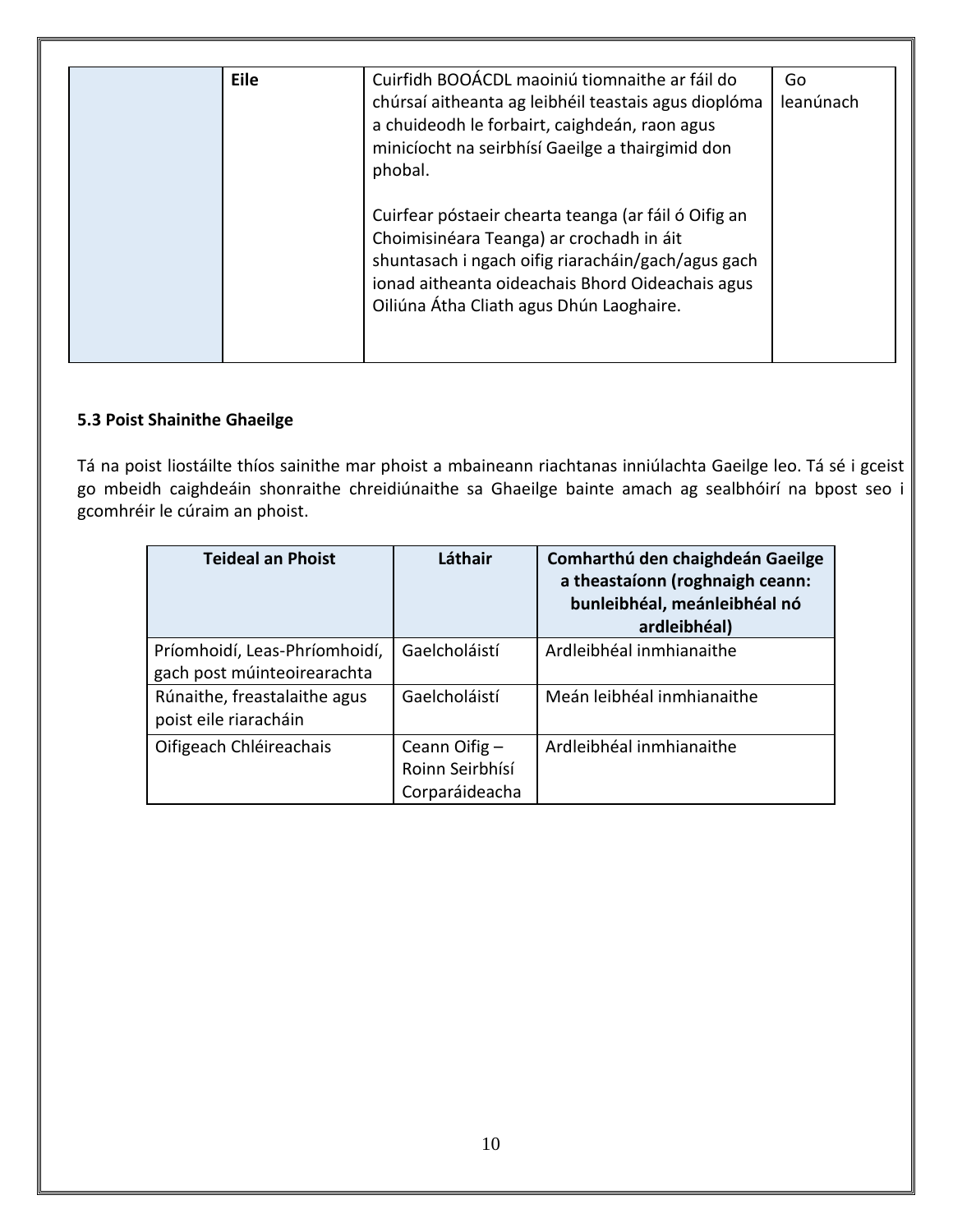|  | **Eile** | Cuirfidh BOOÁCDL maoiniú tiomnaithe ar fáil do chúrsaí aitheanta ag leibhéil teastais agus dioplóma a chuideodh le forbairt, caighdeán, raon agus minicíocht na seirbhísí Gaeilge a thairgimid don phobal.<br><br>Cuirfear póstaeir chearta teanga (ar fáil ó Oifig an Choimisinéara Teanga) ar crochadh in áit shuntasach i ngach oifig riaracháin/gach/agus gach ionad aitheanta oideachais Bhord Oideachais agus Oiliúna Átha Cliath agus Dhún Laoghaire. | Go leanúnach |
|---|---|---|---|

### 5.3 Poist Shainithe Ghaeilge

Tá na poist liostáilte thíos sainithe mar phoist a mbaineann riachtanas inniúlachta Gaeilge leo. Tá sé i gceist go mbeidh caighdeáin shonraithe chreidiúnaithe sa Ghaeilge bainte amach ag sealbhóirí na bpost seo i gcomhréir le cúraim an phoist.

| Teideal an Phoist | Láthair | Comharthú den chaighdeán Gaeilge a theastaíonn (roghnaigh ceann: bunleibhéal, meánleibhéal nó ardleibhéal) |
|---|---|---|
| Príomhoidí, Leas-Phríomhoidí, gach post múinteoirearachta | Gaelcholáistí | Ardleibhéal inmhianaithe |
| Rúnaithe, freastalaithe agus poist eile riaracháin | Gaelcholáistí | Meán leibhéal inmhianaithe |
| Oifigeach Chléireachais | Ceann Oifig – Roinn Seirbhísí Corparáideacha | Ardleibhéal inmhianaithe |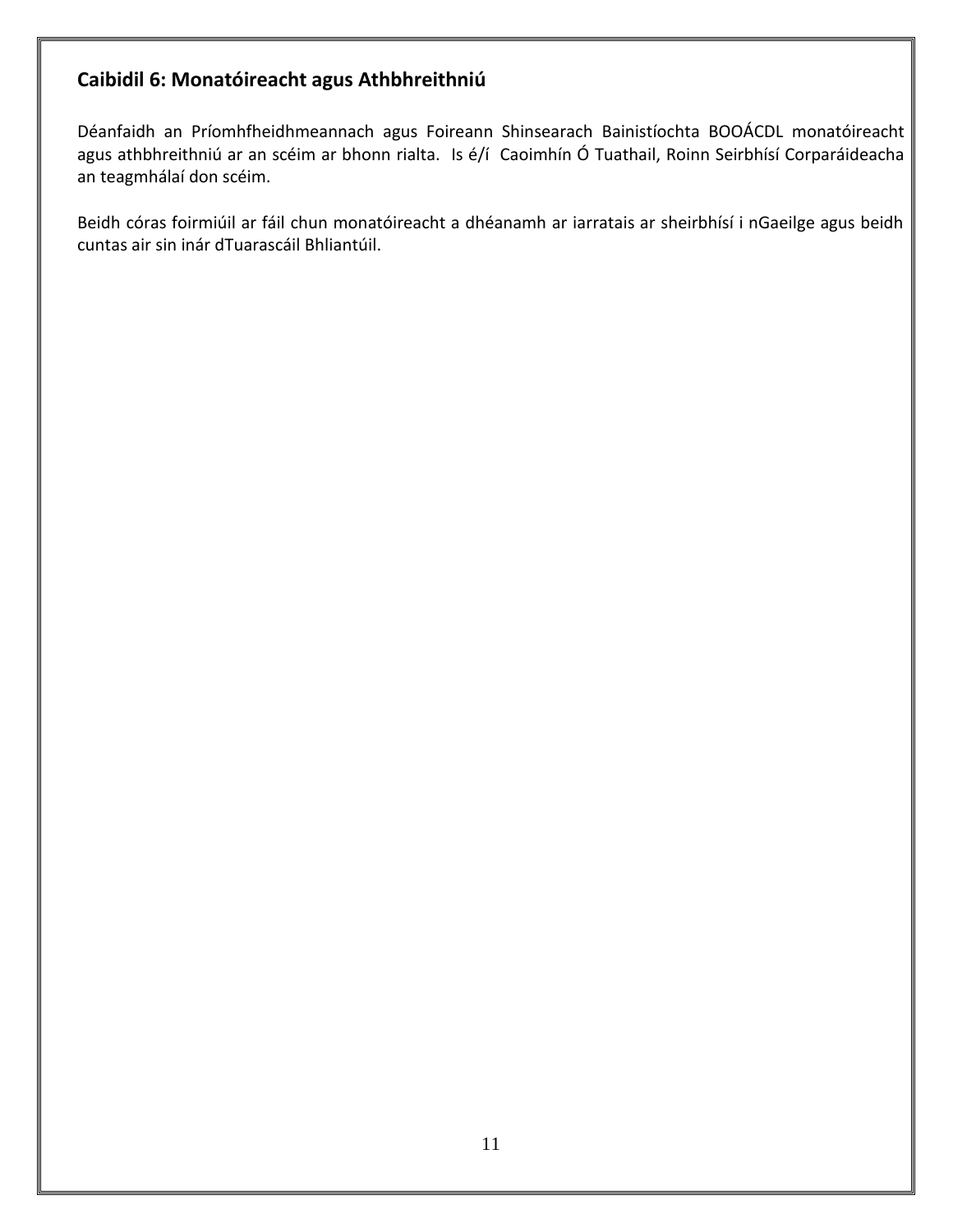## Caibidil 6: Monatóireacht agus Athbhreithniú

Déanfaidh an Príomhfheidhmeannach agus Foireann Shinsearach Bainistíochta BOOÁCDL monatóireacht agus athbhreithniú ar an scéim ar bhonn rialta. Is é/í Caoimhín Ó Tuathail, Roinn Seirbhísí Corparáideacha an teagmhálaí don scéim.

Beidh córas foirmiúil ar fáil chun monatóireacht a dhéanamh ar iarratais ar sheirbhísí i nGaeilge agus beidh cuntas air sin inár dTuarascáil Bhliantúil.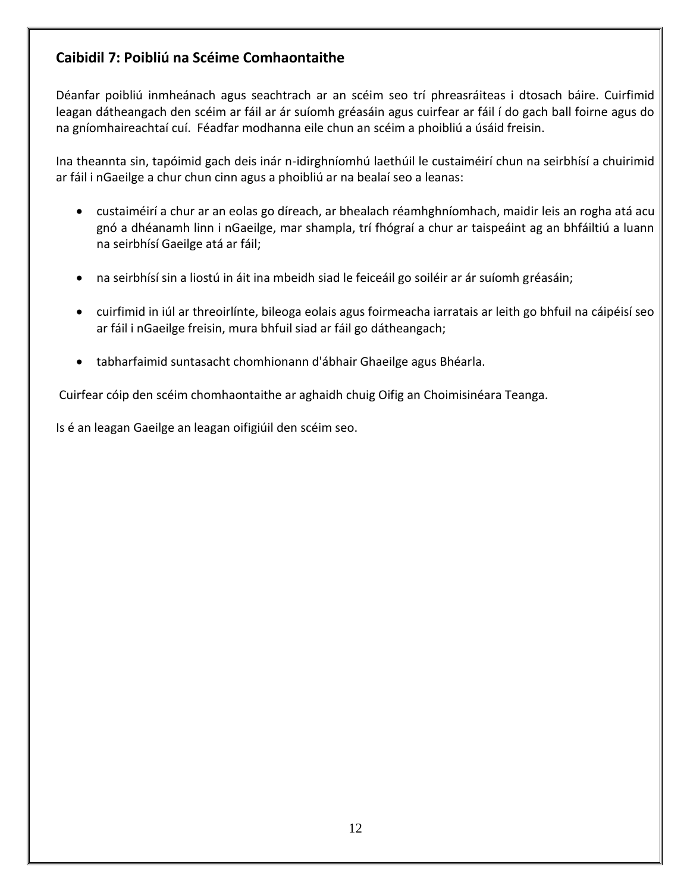## Caibidil 7: Poibliú na Scéime Comhaontaithe

Déanfar poibliú inmheánach agus seachtrach ar an scéim seo trí phreasráiteas i dtosach báire. Cuirfimid leagan dátheangach den scéim ar fáil ar ár suíomh gréasáin agus cuirfear ar fáil í do gach ball foirne agus do na gníomhaireachtaí cuí. Féadfar modhanna eile chun an scéim a phoibliú a úsáid freisin.

Ina theannta sin, tapóimid gach deis inár n-idirghníomhú laethúil le custaiméirí chun na seirbhísí a chuirimid ar fáil i nGaeilge a chur chun cinn agus a phoibliú ar na bealaí seo a leanas:

- custaiméirí a chur ar an eolas go díreach, ar bhealach réamhghníomhach, maidir leis an rogha atá acu gnó a dhéanamh linn i nGaeilge, mar shampla, trí fhógraí a chur ar taispeáint ag an bhfáiltiú a luann na seirbhísí Gaeilge atá ar fáil;

- na seirbhísí sin a liostú in áit ina mbeidh siad le feiceáil go soiléir ar ár suíomh gréasáin;

- cuirfimid in iúl ar threoirlínte, bileoga eolais agus foirmeacha iarratais ar leith go bhfuil na cáipéisí seo ar fáil i nGaeilge freisin, mura bhfuil siad ar fáil go dátheangach;

- tabharfaimid suntasacht chomhionann d'ábhair Ghaeilge agus Bhéarla.

Cuirfear cóip den scéim chomhaontaithe ar aghaidh chuig Oifig an Choimisinéara Teanga.

Is é an leagan Gaeilge an leagan oifigiúil den scéim seo.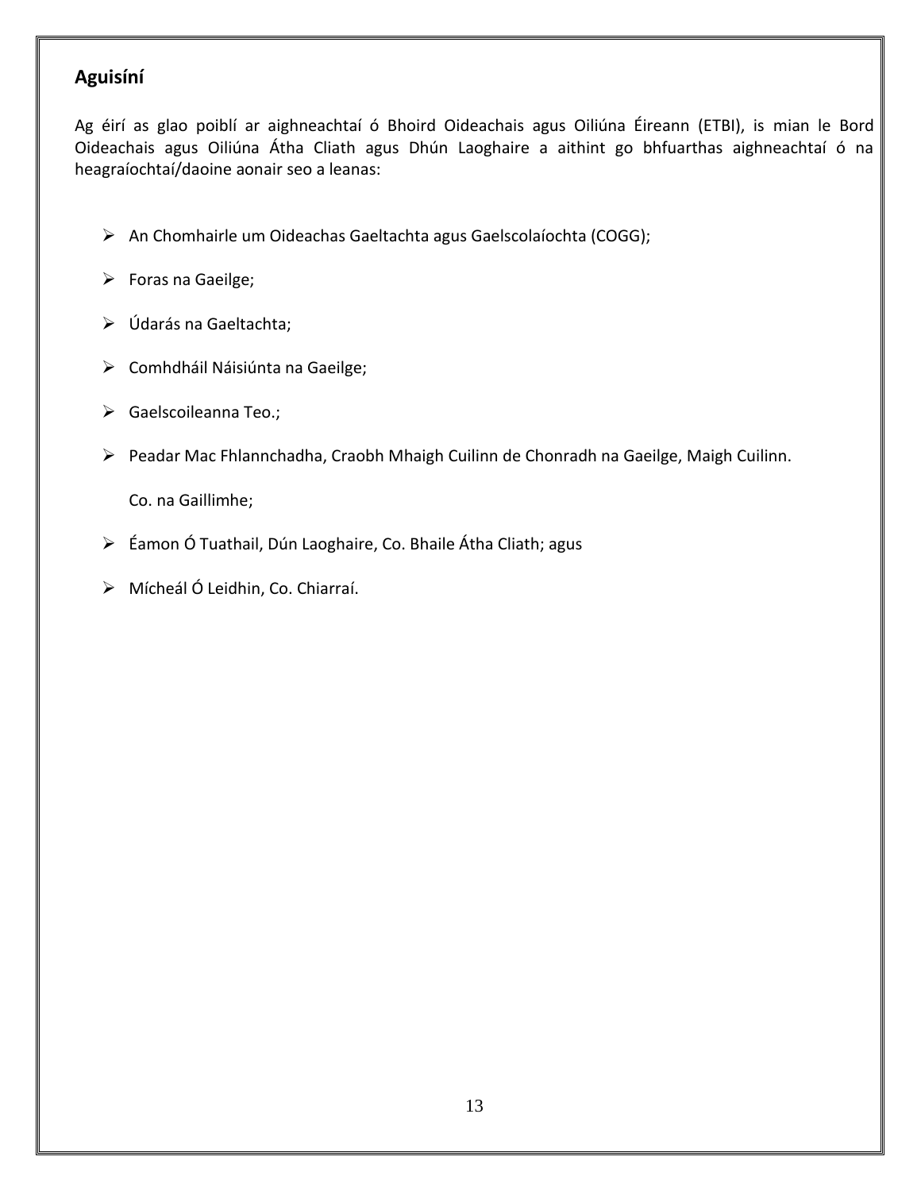## Aguisíní

Ag éirí as glao poiblí ar aighneachtaí ó Bhoird Oideachais agus Oiliúna Éireann (ETBI), is mian le Bord Oideachais agus Oiliúna Átha Cliath agus Dhún Laoghaire a aithint go bhfuarthas aighneachtaí ó na heagraíochtaí/daoine aonair seo a leanas:

- An Chomhairle um Oideachas Gaeltachta agus Gaelscolaíochta (COGG);
- Foras na Gaeilge;
- Údarás na Gaeltachta;
- Comhdháil Náisiúnta na Gaeilge;
- Gaelscoileanna Teo.;
- Peadar Mac Fhlannchadha, Craobh Mhaigh Cuilinn de Chonradh na Gaeilge, Maigh Cuilinn.

  Co. na Gaillimhe;
- Éamon Ó Tuathail, Dún Laoghaire, Co. Bhaile Átha Cliath; agus
- Mícheál Ó Leidhin, Co. Chiarraí.